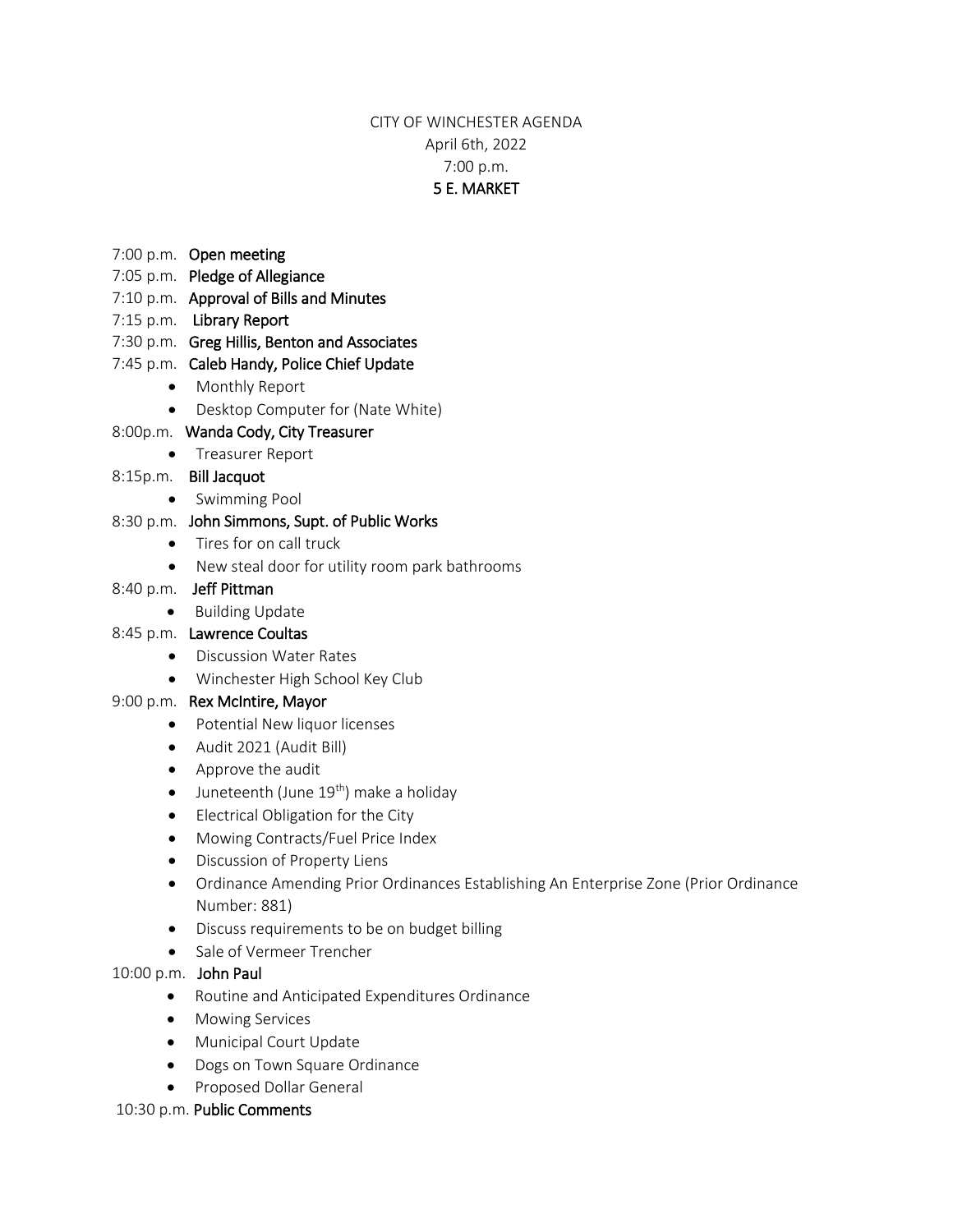CITY OF WINCHESTER AGENDA
April 6th, 2022
7:00 p.m.
**5 E. MARKET**

7:00 p.m. **Open meeting**
7:05 p.m. **Pledge of Allegiance**
7:10 p.m. **Approval of Bills and Minutes**
7:15 p.m. **Library Report**
7:30 p.m. **Greg Hillis, Benton and Associates**
7:45 p.m. **Caleb Handy, Police Chief Update**

- Monthly Report
- Desktop Computer for (Nate White)

8:00p.m. **Wanda Cody, City Treasurer**

- Treasurer Report

8:15p.m. **Bill Jacquot**

- Swimming Pool

8:30 p.m. **John Simmons, Supt. of Public Works**

- Tires for on call truck
- New steal door for utility room park bathrooms

8:40 p.m. **Jeff Pittman**

- Building Update

8:45 p.m. **Lawrence Coultas**

- Discussion Water Rates
- Winchester High School Key Club

9:00 p.m. **Rex McIntire, Mayor**

- Potential New liquor licenses
- Audit 2021 (Audit Bill)
- Approve the audit
- Juneteenth (June 19th) make a holiday
- Electrical Obligation for the City
- Mowing Contracts/Fuel Price Index
- Discussion of Property Liens
- Ordinance Amending Prior Ordinances Establishing An Enterprise Zone (Prior Ordinance Number: 881)
- Discuss requirements to be on budget billing
- Sale of Vermeer Trencher

10:00 p.m. **John Paul**

- Routine and Anticipated Expenditures Ordinance
- Mowing Services
- Municipal Court Update
- Dogs on Town Square Ordinance
- Proposed Dollar General

10:30 p.m. **Public Comments**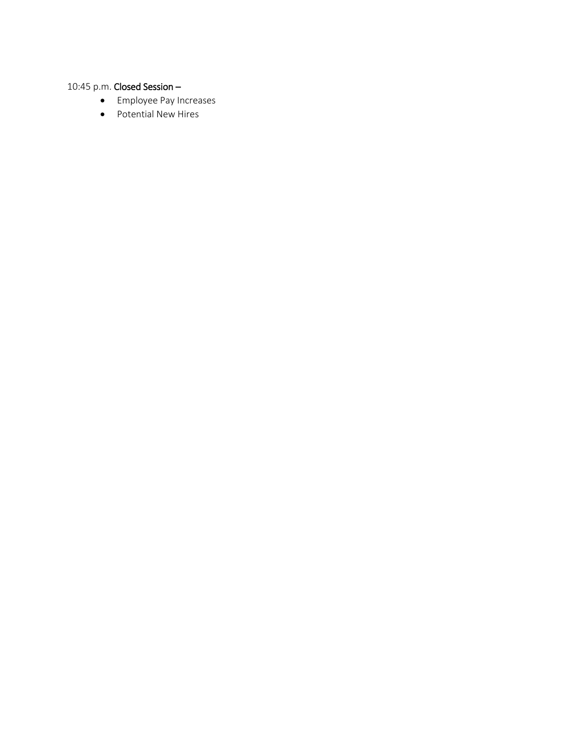10:45 p.m. **Closed Session –**

- Employee Pay Increases
- Potential New Hires